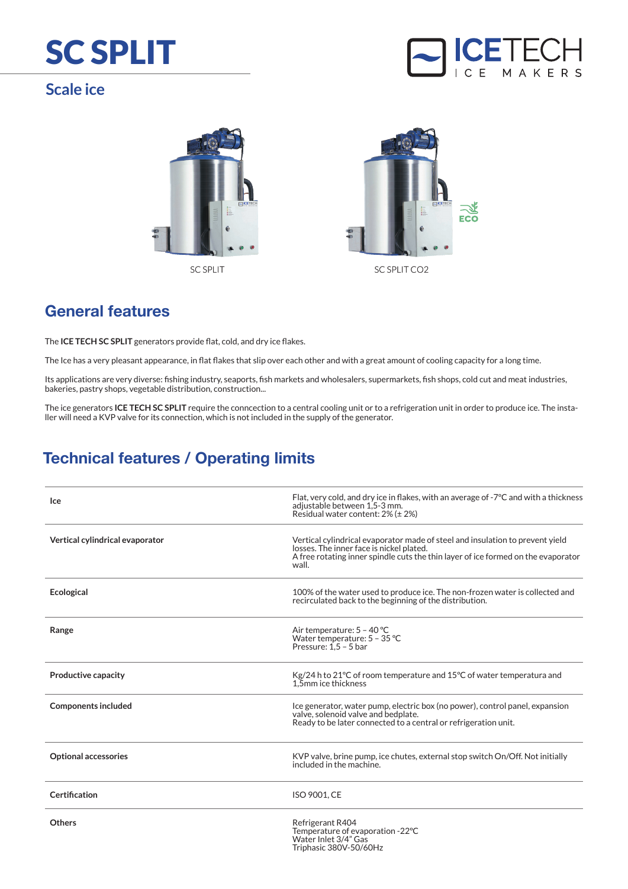# SC SPLIT

## Scale ice

ICETECH ICE MAKERS

SC SPLIT

SC SPLIT CO2

## General features

The **ICE TECH SC SPLIT** generators provide flat, cold, and dry ice flakes.

The Ice has a very pleasant appearance, in flat flakes that slip over each other and with a great amount of cooling capacity for a long time.

Its applications are very diverse: fishing industry, seaports, fish markets and wholesalers, supermarkets, fish shops, cold cut and meat industries, bakeries, pastry shops, vegetable distribution, construction...

The ice generators **ICE TECH SC SPLIT** require the conncection to a central cooling unit or to a refrigeration unit in order to produce ice. The installer will need a KVP valve for its connection, which is not included in the supply of the generator.

## Technical features / Operating limits

| | |
|---|---|
| **Ice** | Flat, very cold, and dry ice in flakes, with an average of -7ºC and with a thickness adjustable between 1,5-3 mm.<br>Residual water content: 2% (± 2%) |
| **Vertical cylindrical evaporator** | Vertical cylindrical evaporator made of steel and insulation to prevent yield losses. The inner face is nickel plated.<br>A free rotating inner spindle cuts the thin layer of ice formed on the evaporator wall. |
| **Ecological** | 100% of the water used to produce ice. The non-frozen water is collected and recirculated back to the beginning of the distribution. |
| **Range** | Air temperature: 5 – 40 ºC<br>Water temperature: 5 – 35 ºC<br>Pressure: 1,5 – 5 bar |
| **Productive capacity** | Kg/24 h to 21ºC of room temperature and 15ºC of water temperatura and 1,5mm ice thickness |
| **Components included** | Ice generator, water pump, electric box (no power), control panel, expansion valve, solenoid valve and bedplate.<br>Ready to be later connected to a central or refrigeration unit. |
| **Optional accessories** | KVP valve, brine pump, ice chutes, external stop switch On/Off. Not initially included in the machine. |
| **Certification** | ISO 9001, CE |
| **Others** | Refrigerant R404<br>Temperature of evaporation -22ºC<br>Water Inlet 3/4" Gas<br>Triphasic 380V-50/60Hz |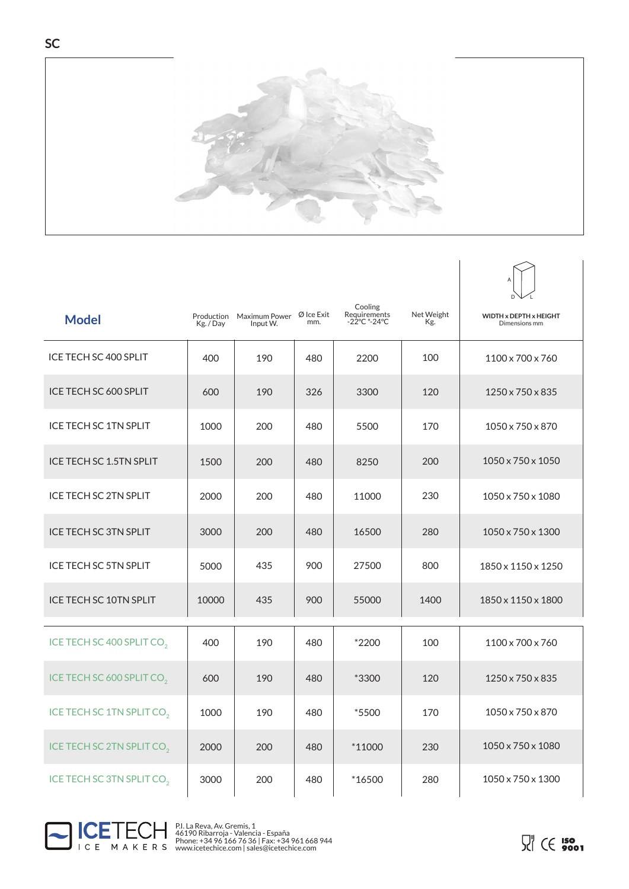## SC

| Model | Production Kg. / Day | Maximum Power Input W. | Ø Ice Exit mm. | Cooling Requirements -22ºC *-24ºC | Net Weight Kg. | WIDTH x DEPTH x HEIGHT Dimensions mm |
|---|---|---|---|---|---|---|
| ICE TECH SC 400 SPLIT | 400 | 190 | 480 | 2200 | 100 | 1100 x 700 x 760 |
| ICE TECH SC 600 SPLIT | 600 | 190 | 326 | 3300 | 120 | 1250 x 750 x 835 |
| ICE TECH SC 1TN SPLIT | 1000 | 200 | 480 | 5500 | 170 | 1050 x 750 x 870 |
| ICE TECH SC 1.5TN SPLIT | 1500 | 200 | 480 | 8250 | 200 | 1050 x 750 x 1050 |
| ICE TECH SC 2TN SPLIT | 2000 | 200 | 480 | 11000 | 230 | 1050 x 750 x 1080 |
| ICE TECH SC 3TN SPLIT | 3000 | 200 | 480 | 16500 | 280 | 1050 x 750 x 1300 |
| ICE TECH SC 5TN SPLIT | 5000 | 435 | 900 | 27500 | 800 | 1850 x 1150 x 1250 |
| ICE TECH SC 10TN SPLIT | 10000 | 435 | 900 | 55000 | 1400 | 1850 x 1150 x 1800 |
| ICE TECH SC 400 SPLIT $CO_2$ | 400 | 190 | 480 | *2200 | 100 | 1100 x 700 x 760 |
| ICE TECH SC 600 SPLIT $CO_2$ | 600 | 190 | 480 | *3300 | 120 | 1250 x 750 x 835 |
| ICE TECH SC 1TN SPLIT $CO_2$ | 1000 | 190 | 480 | *5500 | 170 | 1050 x 750 x 870 |
| ICE TECH SC 2TN SPLIT $CO_2$ | 2000 | 200 | 480 | *11000 | 230 | 1050 x 750 x 1080 |
| ICE TECH SC 3TN SPLIT $CO_2$ | 3000 | 200 | 480 | *16500 | 280 | 1050 x 750 x 1300 |

ICETECH ICE MAKERS

P.I. La Reva, Av. Gremis, 1
46190 Ribarroja - Valencia - España
Phone: +34 96 166 76 36 | Fax: +34 961 668 944
www.icetechice.com | sales@icetechice.com

ISO 9001